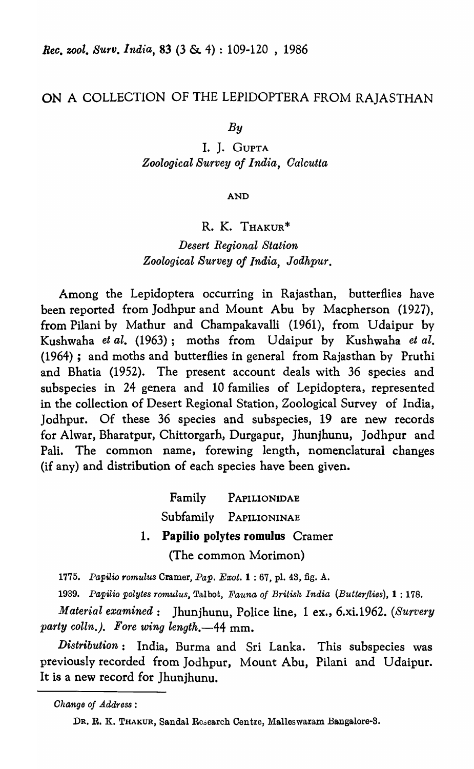# ON A COLLECTION OF THE LEPIDOPTERA FROM RAJASTHAN

*By*

I. J. GUPTA
*Zoological Survey of India, Calcutta*

AND

R. K. THAKUR*
*Desert Regional Station*
*Zoological Survey of India, Jodhpur.*

Among the Lepidoptera occurring in Rajasthan, butterflies have been reported from Jodhpur and Mount Abu by Macpherson (1927), from Pilani by Mathur and Champakavalli (1961), from Udaipur by Kushwaha *et al.* (1963); moths from Udaipur by Kushwaha *et al.* (1964); and moths and butterflies in general from Rajasthan by Pruthi and Bhatia (1952). The present account deals with 36 species and subspecies in 24 genera and 10 families of Lepidoptera, represented in the collection of Desert Regional Station, Zoological Survey of India, Jodhpur. Of these 36 species and subspecies, 19 are new records for Alwar, Bharatpur, Chittorgarh, Durgapur, Jhunjhunu, Jodhpur and Pali. The common name, forewing length, nomenclatural changes (if any) and distribution of each species have been given.

Family PAPILIONIDAE

Subfamily PAPILIONINAE

### 1. Papilio polytes romulus Cramer

(The common Morimon)

1775. *Papilio romulus* Cramer, *Pap. Exot.* 1 : 67, pl. 43, fig. A.

1939. *Papilio polytes romulus*, Talbot, *Fauna of British India (Butterflies)*, 1 : 178.

*Material examined* : Jhunjhunu, Police line, 1 ex., 6.xi.1962. (*Survery party colln.*). *Fore wing length*.—44 mm.

*Distribution* : India, Burma and Sri Lanka. This subspecies was previously recorded from Jodhpur, Mount Abu, Pilani and Udaipur. It is a new record for Jhunjhunu.

---

*Change of Address* :

DR. R. K. THAKUR, Sandal Research Centre, Malleswaram Bangalore-3.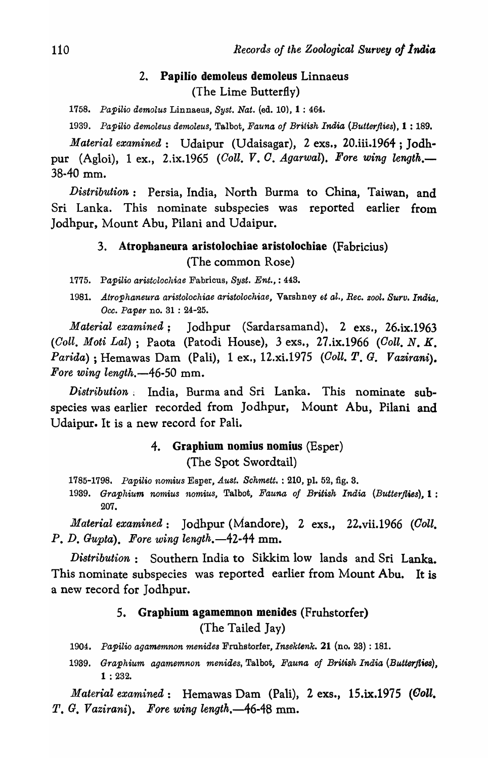## 2. **Papilio demoleus demoleus** Linnaeus

(The Lime Butterfly)

1758. *Papilio demolus* Linnaeus, *Syst. Nat.* (ed. 10), **1** : 464.

1939. *Papilio demoleus demoleus*, Talbot, *Fauna of British India (Butterflies)*, **1** : 189.

*Material examined* : Udaipur (Udaisagar), 2 exs., 20.iii.1964 ; Jodhpur (Agloi), 1 ex., 2.ix.1965 (*Coll. V. C. Agarwal*). *Fore wing length.*—38-40 mm.

*Distribution* : Persia, India, North Burma to China, Taiwan, and Sri Lanka. This nominate subspecies was reported earlier from Jodhpur, Mount Abu, Pilani and Udaipur.

## 3. **Atrophaneura aristolochiae aristolochiae** (Fabricius)

(The common Rose)

1775. *Papilio aristolochiae* Fabricus, *Syst. Ent.*, : 443.

1981. *Atrophaneura aristolochiae aristolochiae*, Varshney *et al.*, *Rec. zool. Surv. India, Occ. Paper* no. 31 : 24-25.

*Material examined* ; Jodhpur (Sardarsamand), 2 exs., 26.ix.1963 (*Coll. Moti Lal*) ; Paota (Patodi House), 3 exs., 27.ix.1966 (*Coll. N. K. Parida*) ; Hemawas Dam (Pali), 1 ex., 12.xi.1975 (*Coll. T. G. Vazirani*). *Fore wing length.*—46-50 mm.

*Distribution* : India, Burma and Sri Lanka. This nominate subspecies was earlier recorded from Jodhpur, Mount Abu, Pilani and Udaipur. It is a new record for Pali.

## 4. **Graphium nomius nomius** (Esper)

(The Spot Swordtail)

1785-1798. *Papilio nomius* Esper, *Aust. Schmett.* : 210, pl. 52, fig. 3.

1939. *Graphium nomius nomius*, Talbot, *Fauna of British India (Butterflies)*, **1** : 207.

*Material examined* : Jodhpur (Mandore), 2 exs., 22.vii.1966 (*Coll. P. D. Gupta*). *Fore wing length.*—42-44 mm.

*Distribution* : Southern India to Sikkim low lands and Sri Lanka. This nominate subspecies was reported earlier from Mount Abu. It is a new record for Jodhpur.

## 5. **Graphium agamemnon menides** (Fruhstorfer)

(The Tailed Jay)

1904. *Papilio agamemnon menides* Fruhstorfer, *Insektenk.* **21** (no. 23) : 181.

1939. *Graphium agamemnon menides*, Talbot, *Fauna of British India (Butterflies)*, **1** : 232.

*Material examined* : Hemawas Dam (Pali), 2 exs., 15.ix.1975 (*Coll. T. G. Vazirani*). *Fore wing length.*—46-48 mm.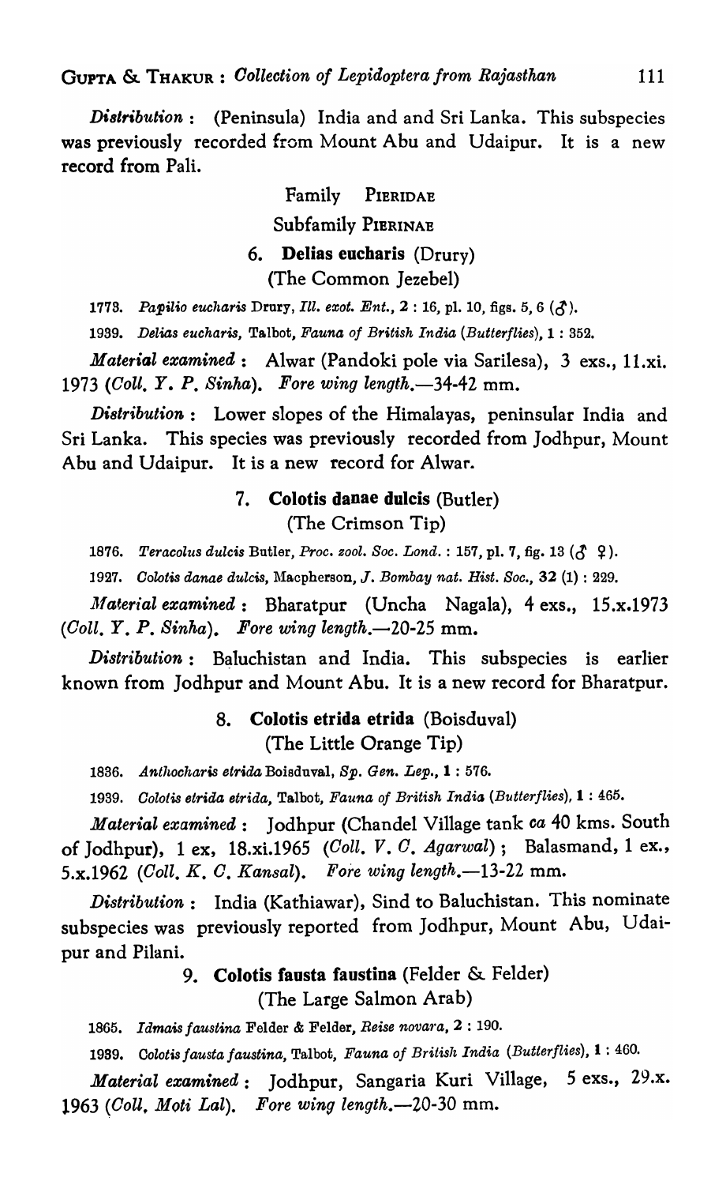*Distribution* : (Peninsula) India and and Sri Lanka. This subspecies was previously recorded from Mount Abu and Udaipur. It is a new record from Pali.

## Family PIERIDAE

### Subfamily PIERINAE

### 6. **Delias eucharis** (Drury)

(The Common Jezebel)

1773. *Papilio eucharis* Drury, *Ill. exot. Ent.*, **2** : 16, pl. 10, figs. 5, 6 (♂).

1939. *Delias eucharis*, Talbot, *Fauna of British India (Butterflies)*, **1** : 352.

*Material examined* : Alwar (Pandoki pole via Sarilesa), 3 exs., 11.xi. 1973 (*Coll. Y. P. Sinha*). *Fore wing length.*—34-42 mm.

*Distribution* : Lower slopes of the Himalayas, peninsular India and Sri Lanka. This species was previously recorded from Jodhpur, Mount Abu and Udaipur. It is a new record for Alwar.

### 7. **Colotis danae dulcis** (Butler)

(The Crimson Tip)

1876. *Teracolus dulcis* Butler, *Proc. zool. Soc. Lond.* : 157, pl. 7, fig. 13 (♂ ♀).

1927. *Colotis danae dulcis*, Macpherson, *J. Bombay nat. Hist. Soc.*, **32** (1) : 229.

*Material examined* : Bharatpur (Uncha Nagala), 4 exs., 15.x.1973 (*Coll. Y. P. Sinha*). *Fore wing length.*—20-25 mm.

*Distribution* : Baluchistan and India. This subspecies is earlier known from Jodhpur and Mount Abu. It is a new record for Bharatpur.

### 8. **Colotis etrida etrida** (Boisduval)

(The Little Orange Tip)

1836. *Anthocharis etrida* Boisduval, *Sp. Gen. Lep.*, **1** : 576.

1939. *Colotis etrida etrida*, Talbot, *Fauna of British India (Butterflies)*, **1** : 465.

*Material examined* : Jodhpur (Chandel Village tank *ca* 40 kms. South of Jodhpur), 1 ex, 18.xi.1965 (*Coll. V. C. Agarwal*) ; Balasmand, 1 ex., 5.x.1962 (*Coll. K. C. Kansal*). *Fore wing length.*—13-22 mm.

*Distribution* : India (Kathiawar), Sind to Baluchistan. This nominate subspecies was previously reported from Jodhpur, Mount Abu, Udaipur and Pilani.

### 9. **Colotis fausta faustina** (Felder & Felder)

(The Large Salmon Arab)

1865. *Idmais faustina* Felder & Felder, *Reise novara*, **2** : 190.

1939. *Colotis fausta faustina*, Talbot, *Fauna of British India (Butterflies)*, **1** : 460.

*Material examined* : Jodhpur, Sangaria Kuri Village, 5 exs., 29.x. 1963 (*Coll. Moti Lal*). *Fore wing length.*—20-30 mm.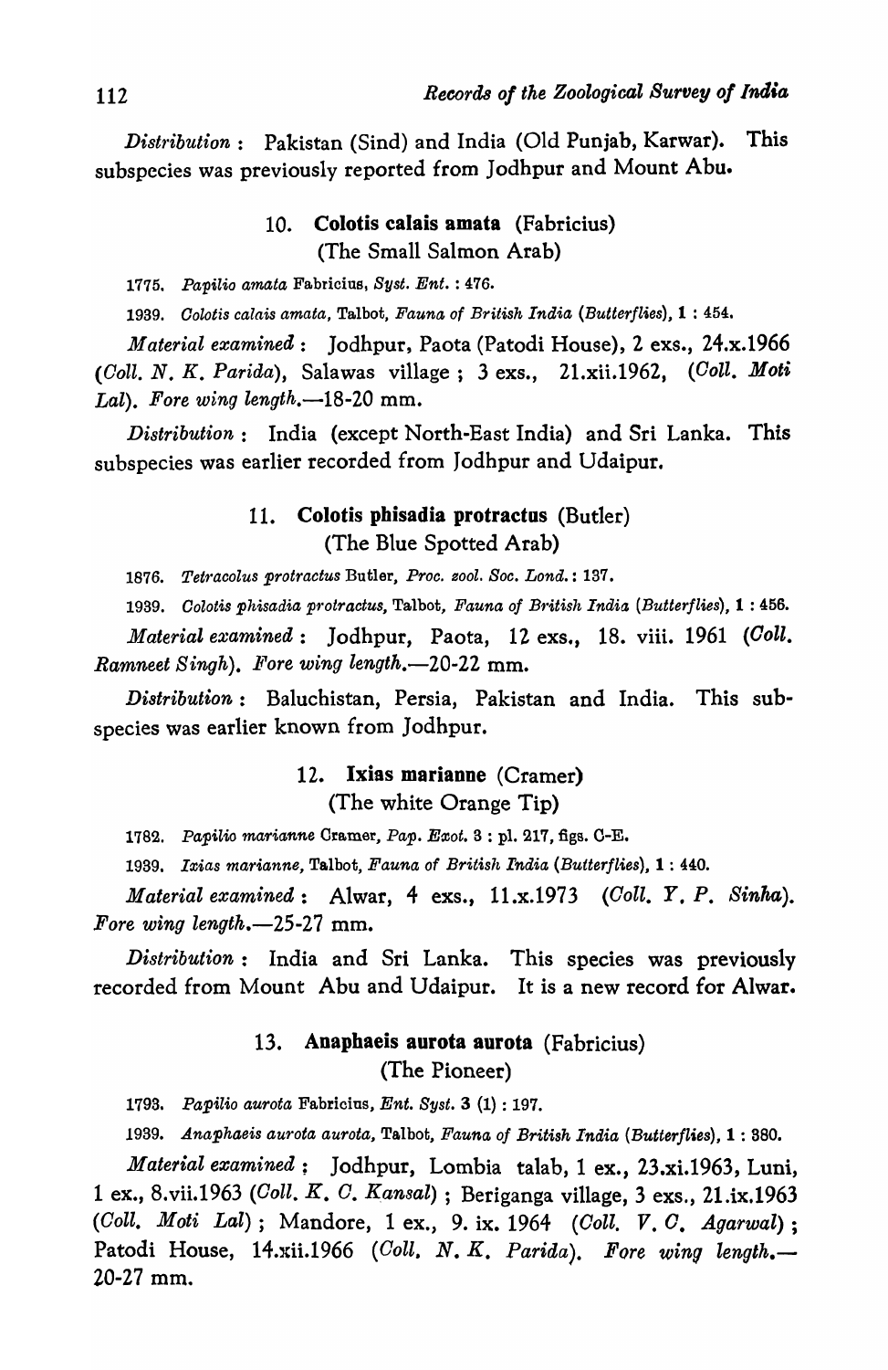*Distribution* : Pakistan (Sind) and India (Old Punjab, Karwar). This subspecies was previously reported from Jodhpur and Mount Abu.

### 10. **Colotis calais amata** (Fabricius)

(The Small Salmon Arab)

1775. *Papilio amata* Fabricius, *Syst. Ent.* : 476.

1939. *Colotis calais amata*, Talbot, *Fauna of British India (Butterflies)*, 1 : 454.

*Material examined* : Jodhpur, Paota (Patodi House), 2 exs., 24.x.1966 (*Coll. N. K. Parida*), Salawas village ; 3 exs., 21.xii.1962, (*Coll. Moti Lal*). *Fore wing length*.—18-20 mm.

*Distribution* : India (except North-East India) and Sri Lanka. This subspecies was earlier recorded from Jodhpur and Udaipur.

### 11. **Colotis phisadia protractus** (Butler)

(The Blue Spotted Arab)

1876. *Tetracolus protractus* Butler, *Proc. zool. Soc. Lond.* : 137.

1939. *Colotis phisadia protractus*, Talbot, *Fauna of British India (Butterflies)*, 1 : 456.

*Material examined* : Jodhpur, Paota, 12 exs., 18. viii. 1961 (*Coll. Ramneet Singh*). *Fore wing length*.—20-22 mm.

*Distribution* : Baluchistan, Persia, Pakistan and India. This subspecies was earlier known from Jodhpur.

### 12. **Ixias marianne** (Cramer)

(The white Orange Tip)

1782. *Papilio marianne* Cramer, *Pap. Exot.* 3 : pl. 217, figs. C-E.

1939. *Ixias marianne*, Talbot, *Fauna of British India (Butterflies)*, 1 : 440.

*Material examined* : Alwar, 4 exs., 11.x.1973 (*Coll. Y. P. Sinha*). *Fore wing length*.—25-27 mm.

*Distribution* : India and Sri Lanka. This species was previously recorded from Mount Abu and Udaipur. It is a new record for Alwar.

### 13. **Anaphaeis aurota aurota** (Fabricius)

(The Pioneer)

1793. *Papilio aurota* Fabricius, *Ent. Syst.* 3 (1) : 197.

1939. *Anaphaeis aurota aurota*, Talbot, *Fauna of British India (Butterflies)*, 1 : 380.

*Material examined* ; Jodhpur, Lombia talab, 1 ex., 23.xi.1963, Luni, 1 ex., 8.vii.1963 (*Coll. K. C. Kansal*) ; Beriganga village, 3 exs., 21.ix.1963 (*Coll. Moti Lal*) ; Mandore, 1 ex., 9. ix. 1964 (*Coll. V. C. Agarwal*) ; Patodi House, 14.xii.1966 (*Coll. N. K. Parida*). *Fore wing length*.—20-27 mm.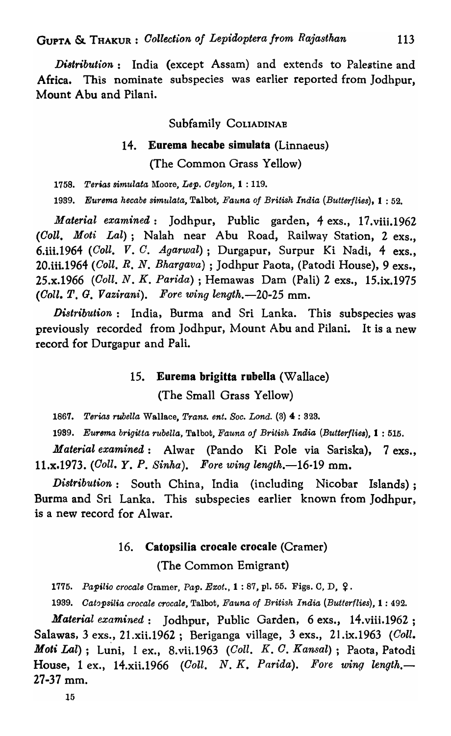*Distribution* : India (except Assam) and extends to Palestine and Africa. This nominate subspecies was earlier reported from Jodhpur, Mount Abu and Pilani.

### Subfamily COLIADINAE

#### 14. **Eurema hecabe simulata** (Linnaeus)

(The Common Grass Yellow)

1758. *Terias simulata* Moore, *Lep. Ceylon*, 1 : 119.

1939. *Eurema hecabe simulata*, Talbot, *Fauna of British India (Butterflies)*, 1 : 52.

*Material examined* : Jodhpur, Public garden, 4 exs., 17.viii.1962 (*Coll. Moti Lal*) ; Nalah near Abu Road, Railway Station, 2 exs., 6.iii.1964 (*Coll. V. C. Agarwal*) ; Durgapur, Surpur Ki Nadi, 4 exs., 20.iii.1964 (*Coll. R. N. Bhargava*) ; Jodhpur Paota, (Patodi House), 9 exs., 25.x.1966 (*Coll. N. K. Parida*) ; Hemawas Dam (Pali) 2 exs., 15.ix.1975 (*Coll. T. G. Vazirani*). *Fore wing length.*—20-25 mm.

*Distribution* : India, Burma and Sri Lanka. This subspecies was previously recorded from Jodhpur, Mount Abu and Pilani. It is a new record for Durgapur and Pali.

#### 15. **Eurema brigitta rubella** (Wallace)

(The Small Grass Yellow)

1867. *Terias rubella* Wallace, *Trans. ent. Soc. Lond.* (3) 4 : 323.

1939. *Eurema brigitta rubella*, Talbot, *Fauna of British India (Butterflies)*, 1 : 515.

*Material examined* : Alwar (Pando Ki Pole via Sariska), 7 exs., 11.x.1973. (*Coll. Y. P. Sinha*). *Fore wing length.*—16-19 mm.

*Distribution* : South China, India (including Nicobar Islands) ; Burma and Sri Lanka. This subspecies earlier known from Jodhpur, is a new record for Alwar.

#### 16. **Catopsilia crocale crocale** (Cramer)

(The Common Emigrant)

1775. *Papilio crocale* Cramer, *Pap. Exot.*, 1 : 87, pl. 55. Figs. C, D, ♀.

1939. *Catopsilia crocale crocale*, Talbot, *Fauna of British India (Butterflies)*, 1 : 492.

*Material examined* : Jodhpur, Public Garden, 6 exs., 14.viii.1962 ; Salawas, 3 exs., 21.xii.1962 ; Beriganga village, 3 exs., 21.ix.1963 (*Coll. Moti Lal*) ; Luni, 1 ex., 8.vii.1963 (*Coll. K. C. Kansal*) ; Paota, Patodi House, 1 ex., 14.xii.1966 (*Coll. N. K. Parida*). *Fore wing length.*—27-37 mm.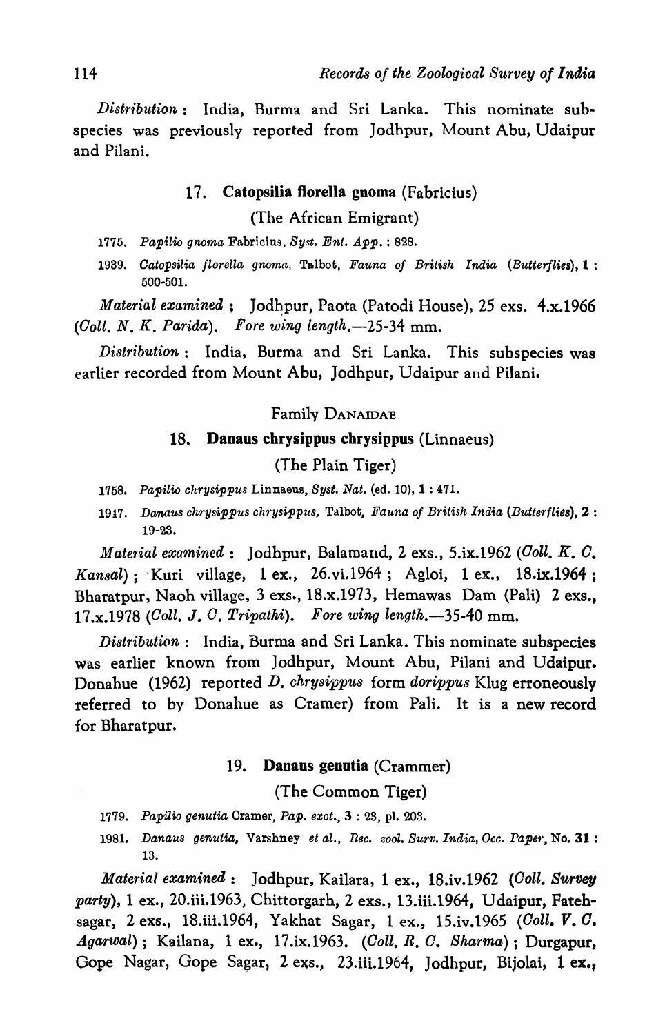*Distribution* : India, Burma and Sri Lanka. This nominate subspecies was previously reported from Jodhpur, Mount Abu, Udaipur and Pilani.

### 17. **Catopsilia florella gnoma** (Fabricius)

(The African Emigrant)

1775. *Papilio gnoma* Fabricius, *Syst. Ent. App.* : 828.

1939. *Catopsilia florella gnoma*, Talbot, *Fauna of British India (Butterflies)*, **1** : 500-501.

*Material examined* ; Jodhpur, Paota (Patodi House), 25 exs. 4.x.1966 (*Coll. N. K. Parida*). *Fore wing length.*—25-34 mm.

*Distribution* : India, Burma and Sri Lanka. This subspecies was earlier recorded from Mount Abu, Jodhpur, Udaipur and Pilani.

## Family DANAIDAE

### 18. **Danaus chrysippus chrysippus** (Linnaeus)

(The Plain Tiger)

1758. *Papilio chrysippus* Linnaeus, *Syst. Nat.* (ed. 10), **1** : 471.

1917. *Danaus chrysippus chrysippus*, Talbot, *Fauna of British India (Butterflies)*, **2** : 19-23.

*Material examined* : Jodhpur, Balamand, 2 exs., 5.ix.1962 (*Coll. K. C. Kansal*) ; Kuri village, 1 ex., 26.vi.1964 ; Agloi, 1 ex., 18.ix.1964 ; Bharatpur, Naoh village, 3 exs., 18.x.1973, Hemawas Dam (Pali) 2 exs., 17.x.1978 (*Coll. J. C. Tripathi*). *Fore wing length.*—35-40 mm.

*Distribution* : India, Burma and Sri Lanka. This nominate subspecies was earlier known from Jodhpur, Mount Abu, Pilani and Udaipur. Donahue (1962) reported *D. chrysippus* form *dorippus* Klug erroneously referred to by Donahue as Cramer) from Pali. It is a new record for Bharatpur.

### 19. **Danaus genutia** (Crammer)

(The Common Tiger)

1779. *Papilio genutia* Cramer, *Pap. exot.*, **3** : 23, pl. 203.

1981. *Danaus genutia*, Varshney *et al.*, *Rec. zool. Surv. India, Occ. Paper*, No. **31** : 13.

*Material examined* : Jodhpur, Kailara, 1 ex., 18.iv.1962 (*Coll. Survey party*), 1 ex., 20.iii.1963, Chittorgarh, 2 exs., 13.iii.1964, Udaipur, Fatehsagar, 2 exs., 18.iii.1964, Yakhat Sagar, 1 ex., 15.iv.1965 (*Coll. V. C. Agarwal*) ; Kailana, 1 ex., 17.ix.1963. (*Coll. R. C. Sharma*) ; Durgapur, Gope Nagar, Gope Sagar, 2 exs., 23.iii.1964, Jodhpur, Bijolai, 1 ex.,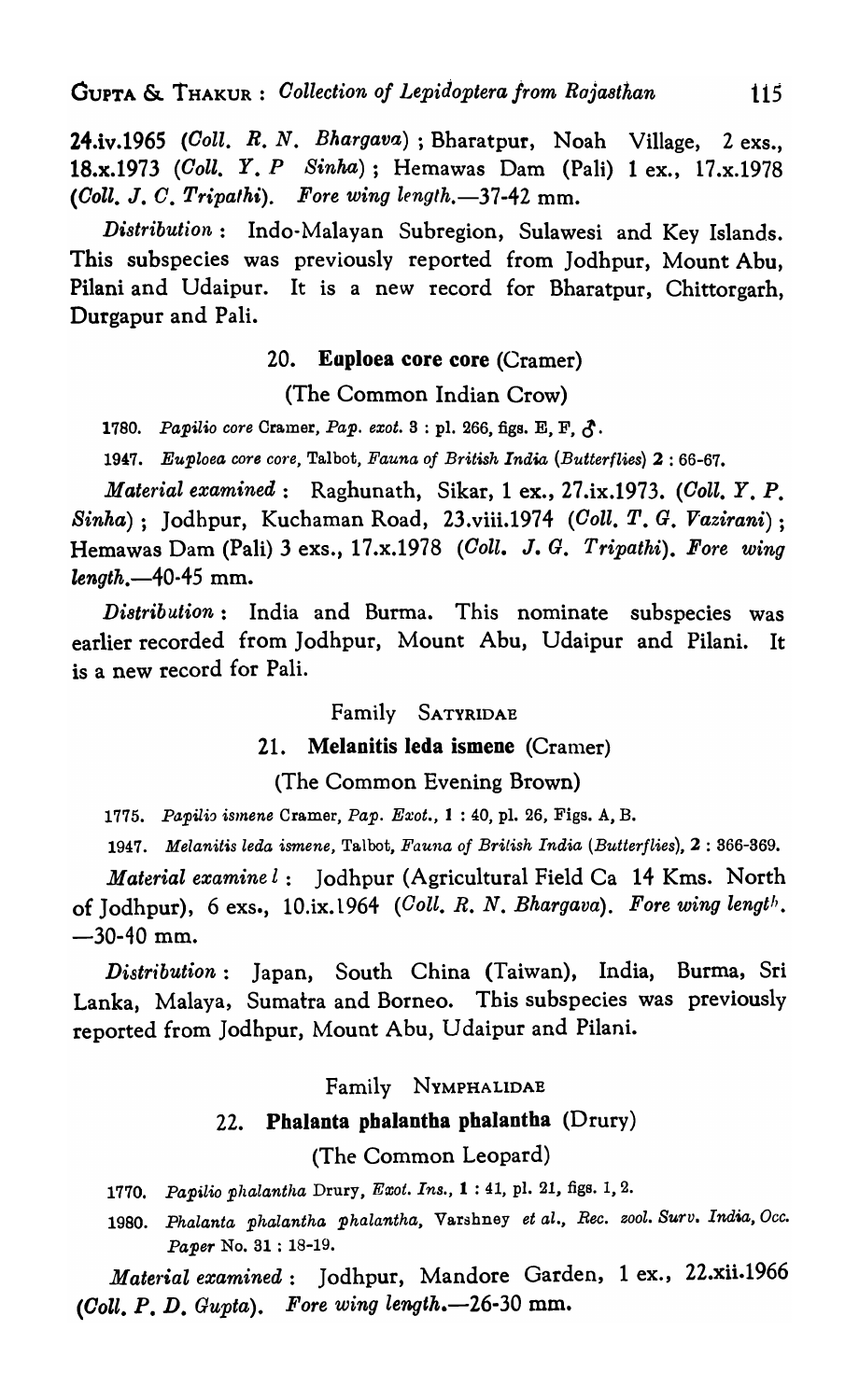24.iv.1965 (*Coll. R. N. Bhargava*) ; Bharatpur, Noah Village, 2 exs., 18.x.1973 (*Coll. Y. P Sinha*) ; Hemawas Dam (Pali) 1 ex., 17.x.1978 (*Coll. J. C. Tripathi*). *Fore wing length.*—37-42 mm.

*Distribution* : Indo-Malayan Subregion, Sulawesi and Key Islands. This subspecies was previously reported from Jodhpur, Mount Abu, Pilani and Udaipur. It is a new record for Bharatpur, Chittorgarh, Durgapur and Pali.

### 20. **Euploea core core** (Cramer)

(The Common Indian Crow)

1780. *Papilio core* Cramer, *Pap. exot.* 3 : pl. 266, figs. E, F, ♂.

1947. *Euploea core core*, Talbot, *Fauna of British India (Butterflies)* 2 : 66-67.

*Material examined* : Raghunath, Sikar, 1 ex., 27.ix.1973. (*Coll. Y. P. Sinha*) ; Jodhpur, Kuchaman Road, 23.viii.1974 (*Coll. T. G. Vazirani*) ; Hemawas Dam (Pali) 3 exs., 17.x.1978 (*Coll. J. G. Tripathi*). *Fore wing length.*—40-45 mm.

*Distribution* : India and Burma. This nominate subspecies was earlier recorded from Jodhpur, Mount Abu, Udaipur and Pilani. It is a new record for Pali.

## Family SATYRIDAE

### 21. **Melanitis leda ismene** (Cramer)

(The Common Evening Brown)

1775. *Papilio ismene* Cramer, *Pap. Exot.*, 1 : 40, pl. 26, Figs. A, B.

1947. *Melanitis leda ismene*, Talbot, *Fauna of British India (Butterflies)*, 2 : 366-369.

*Material examinel* : Jodhpur (Agricultural Field Ca 14 Kms. North of Jodhpur), 6 exs., 10.ix.1964 (*Coll. R. N. Bhargava*). *Fore wing length.*—30-40 mm.

*Distribution* : Japan, South China (Taiwan), India, Burma, Sri Lanka, Malaya, Sumatra and Borneo. This subspecies was previously reported from Jodhpur, Mount Abu, Udaipur and Pilani.

## Family NYMPHALIDAE

### 22. **Phalanta phalantha phalantha** (Drury)

(The Common Leopard)

1770. *Papilio phalantha* Drury, *Exot. Ins.*, 1 : 41, pl. 21, figs. 1, 2.

1980. *Phalanta phalantha phalantha*, Varshney *et al.*, *Rec. zool. Surv. India, Occ. Paper* No. 31 : 18-19.

*Material examined* : Jodhpur, Mandore Garden, 1 ex., 22.xii.1966 (*Coll. P. D. Gupta*). *Fore wing length.*—26-30 mm.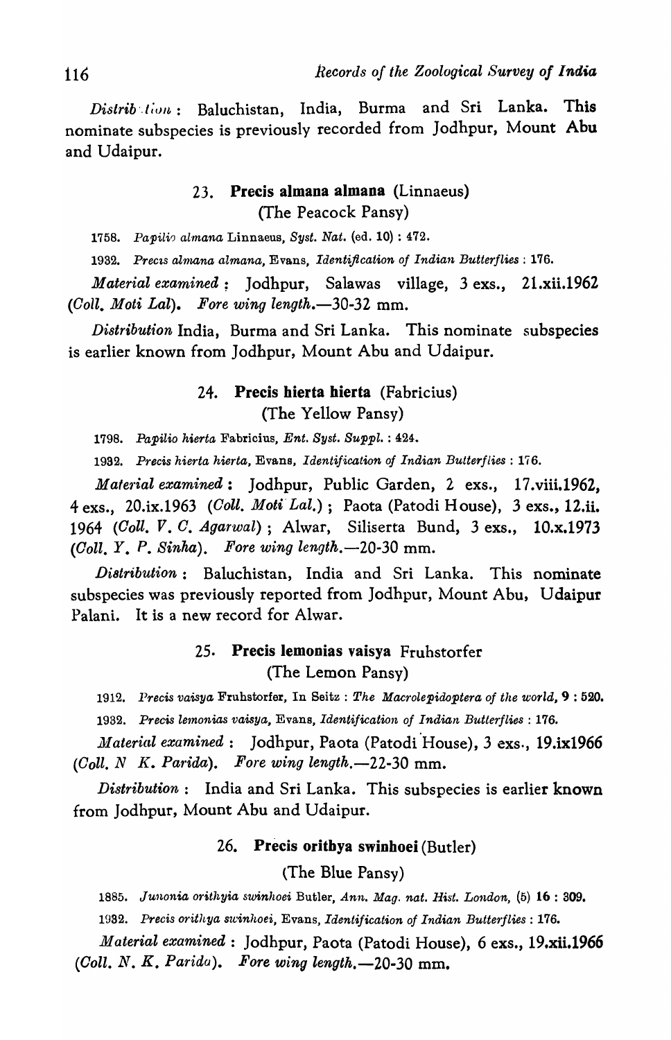*Distribution* : Baluchistan, India, Burma and Sri Lanka. This nominate subspecies is previously recorded from Jodhpur, Mount Abu and Udaipur.

### 23. **Precis almana almana** (Linnaeus)
(The Peacock Pansy)

1758. *Papilio almana* Linnaeus, *Syst. Nat.* (ed. 10) : 472.

1932. *Precis almana almana*, Evans, *Identification of Indian Butterflies* : 176.

*Material examined* : Jodhpur, Salawas village, 3 exs., 21.xii.1962 (*Coll. Moti Lal*). *Fore wing length.*—30-32 mm.

*Distribution* India, Burma and Sri Lanka. This nominate subspecies is earlier known from Jodhpur, Mount Abu and Udaipur.

### 24. **Precis hierta hierta** (Fabricius)
(The Yellow Pansy)

1798. *Papilio hierta* Fabricius, *Ent. Syst. Suppl.* : 424.

1932. *Precis hierta hierta*, Evans, *Identification of Indian Butterflies* : 176.

*Material examined* : Jodhpur, Public Garden, 2 exs., 17.viii.1962, 4 exs., 20.ix.1963 (*Coll. Moti Lal.*) ; Paota (Patodi House), 3 exs., 12.ii. 1964 (*Coll. V. C. Agarwal*) ; Alwar, Siliserta Bund, 3 exs., 10.x.1973 (*Coll. Y. P. Sinha*). *Fore wing length.*—20-30 mm.

*Distribution* : Baluchistan, India and Sri Lanka. This nominate subspecies was previously reported from Jodhpur, Mount Abu, Udaipur Palani. It is a new record for Alwar.

### 25. **Precis lemonias vaisya** Fruhstorfer
(The Lemon Pansy)

1912. *Precis vaisya* Fruhstorfer, In Seitz : *The Macrolepidoptera of the world*, **9** : 520.

1932. *Precis lemonias vaisya*, Evans, *Identification of Indian Butterflies* : 176.

*Material examined* : Jodhpur, Paota (Patodi House), 3 exs., 19.ix1966 (*Coll. N K. Parida*). *Fore wing length.*—22-30 mm.

*Distribution* : India and Sri Lanka. This subspecies is earlier known from Jodhpur, Mount Abu and Udaipur.

### 26. **Precis orithya swinhoei** (Butler)
(The Blue Pansy)

1885. *Junonia orithyia swinhoei* Butler, *Ann. Mag. nat. Hist. London*, (5) **16** : 309.

1932. *Precis orithya swinhoei*, Evans, *Identification of Indian Butterflies* : 176.

*Material examined* : Jodhpur, Paota (Patodi House), 6 exs., 19.xii.1966 (*Coll. N. K. Parida*). *Fore wing length.*—20-30 mm.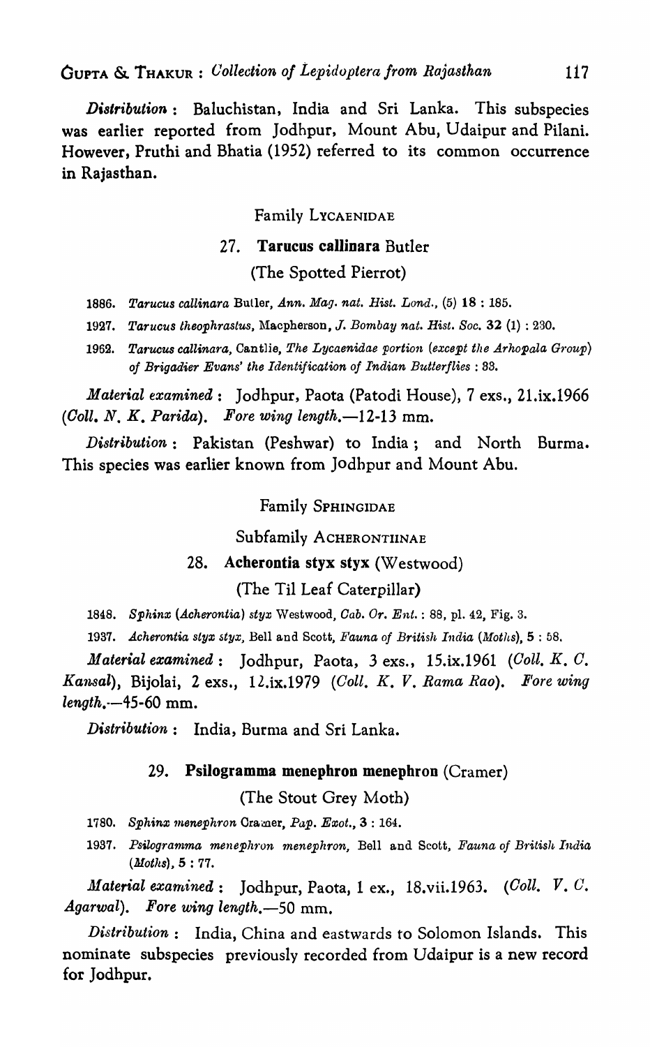*Distribution* : Baluchistan, India and Sri Lanka. This subspecies was earlier reported from Jodhpur, Mount Abu, Udaipur and Pilani. However, Pruthi and Bhatia (1952) referred to its common occurrence in Rajasthan.

## Family LYCAENIDAE

### 27. **Tarucus callinara** Butler

(The Spotted Pierrot)

1886. *Tarucus callinara* Butler, *Ann. Mag. nat. Hist. Lond.*, (5) **18** : 185.

1927. *Tarucus theophrastus*, Macpherson, *J. Bombay nat. Hist. Soc.* **32** (1) : 230.

1962. *Tarucus callinara*, Cantlie, *The Lycaenidae portion (except the Arhopala Group) of Brigadier Evans' the Identification of Indian Butterflies* : 33.

*Material examined* : Jodhpur, Paota (Patodi House), 7 exs., 21.ix.1966 (*Coll. N. K. Parida*). *Fore wing length.*—12-13 mm.

*Distribution* : Pakistan (Peshwar) to India ; and North Burma. This species was earlier known from Jodhpur and Mount Abu.

## Family SPHINGIDAE

### Subfamily ACHERONTIINAE

### 28. **Acherontia styx styx** (Westwood)

(The Til Leaf Caterpillar)

1848. *Sphinx (Acherontia) styx* Westwood, *Cab. Or. Ent.* : 88, pl. 42, Fig. 3.

1937. *Acherontia styx styx*, Bell and Scott, *Fauna of British India (Moths)*, **5** : 58.

*Material examined* : Jodhpur, Paota, 3 exs., 15.ix.1961 (*Coll. K. C. Kansal*), Bijolai, 2 exs., 12.ix.1979 (*Coll. K. V. Rama Rao*). *Fore wing length.*—45-60 mm.

*Distribution* : India, Burma and Sri Lanka.

### 29. **Psilogramma menephron menephron** (Cramer)

(The Stout Grey Moth)

1780. *Sphinx menephron* Cramer, *Pap. Exot.*, **3** : 164.

1937. *Psilogramma menephron menephron*, Bell and Scott, *Fauna of British India (Moths)*, **5** : 77.

*Material examined* : Jodhpur, Paota, 1 ex., 18.vii.1963. (*Coll. V. C. Agarwal*). *Fore wing length.*—50 mm.

*Distribution* : India, China and eastwards to Solomon Islands. This nominate subspecies previously recorded from Udaipur is a new record for Jodhpur.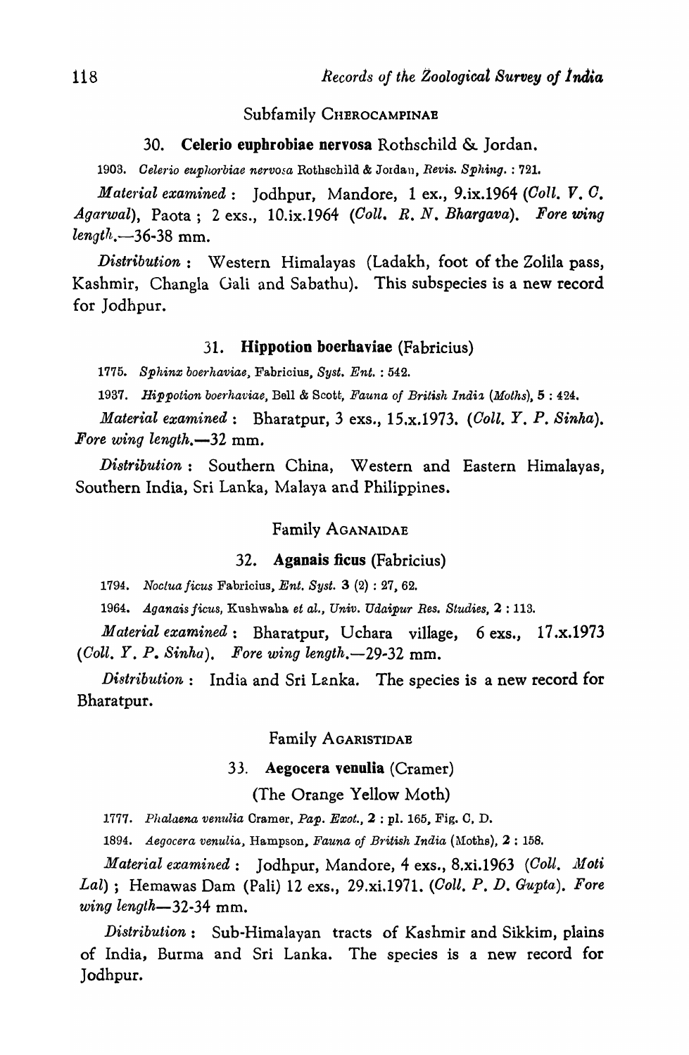### Subfamily CHEROCAMPINAE

#### 30. **Celerio euphrobiae nervosa** Rothschild & Jordan.

1903. *Celerio euphorbiae nervosa* Rothschild & Jordan, *Revis. Sphing.* : 721.

*Material examined* : Jodhpur, Mandore, 1 ex., 9.ix.1964 (*Coll. V. C. Agarwal*), Paota ; 2 exs., 10.ix.1964 (*Coll. R. N. Bhargava*). *Fore wing length.*—36-38 mm.

*Distribution* : Western Himalayas (Ladakh, foot of the Zolila pass, Kashmir, Changla Gali and Sabathu). This subspecies is a new record for Jodhpur.

#### 31. **Hippotion boerhaviae** (Fabricius)

1775. *Sphinx boerhaviae*, Fabricius, *Syst. Ent.* : 542.

1937. *Hippotion boerhaviae*, Bell & Scott, *Fauna of British India (Moths)*, 5 : 424.

*Material examined* : Bharatpur, 3 exs., 15.x.1973. (*Coll. Y. P. Sinha*). *Fore wing length.*—32 mm.

*Distribution* : Southern China, Western and Eastern Himalayas, Southern India, Sri Lanka, Malaya and Philippines.

### Family AGANAIDAE

#### 32. **Aganais ficus** (Fabricius)

1794. *Noctua ficus* Fabricius, *Ent. Syst.* 3 (2) : 27, 62.

1964. *Aganais ficus*, Kushwaha *et al.*, *Univ. Udaipur Res. Studies*, 2 : 113.

*Material examined* : Bharatpur, Uchara village, 6 exs., 17.x.1973 (*Coll. Y. P. Sinha*). *Fore wing length.*—29-32 mm.

*Distribution* : India and Sri Lanka. The species is a new record for Bharatpur.

### Family AGARISTIDAE

#### 33. **Aegocera venulia** (Cramer)

(The Orange Yellow Moth)

1777. *Phalaena venulia* Cramer, *Pap. Exot.*, 2 : pl. 165, Fig. C, D.

1894. *Aegocera venulia*, Hampson, *Fauna of British India* (Moths), 2 : 158.

*Material examined* : Jodhpur, Mandore, 4 exs., 8.xi.1963 (*Coll. Moti Lal*) ; Hemawas Dam (Pali) 12 exs., 29.xi.1971. (*Coll. P. D. Gupta*). *Fore wing length*—32-34 mm.

*Distribution* : Sub-Himalayan tracts of Kashmir and Sikkim, plains of India, Burma and Sri Lanka. The species is a new record for Jodhpur.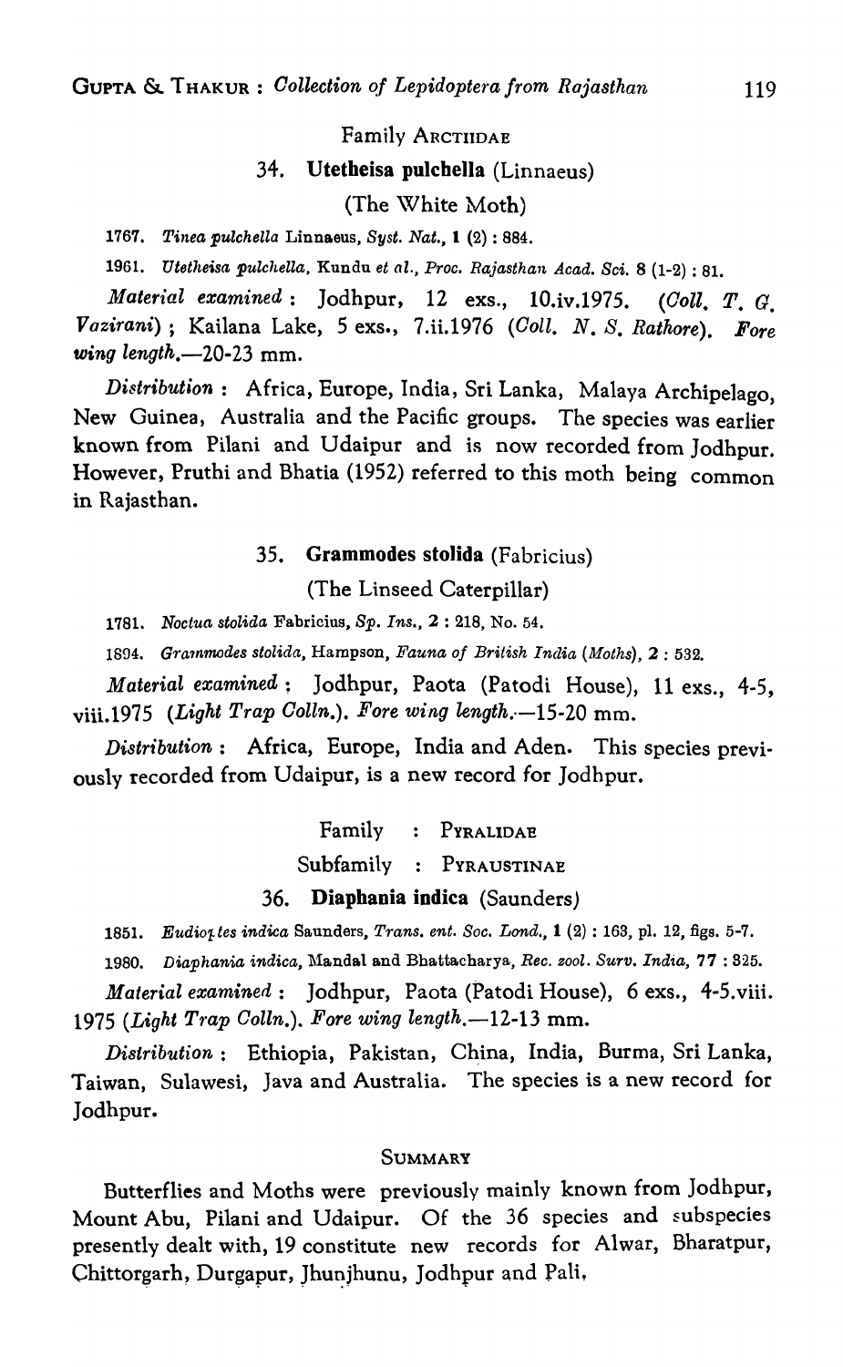## Family ARCTIIDAE

### 34. **Utetheisa pulchella** (Linnaeus)

(The White Moth)

1767. *Tinea pulchella* Linnaeus, *Syst. Nat.*, **1** (2) : 884.

1961. *Utetheisa pulchella*, Kundu *et al.*, *Proc. Rajasthan Acad. Sci.* 8 (1-2) : 81.

*Material examined* : Jodhpur, 12 exs., 10.iv.1975. (*Coll. T. G. Vazirani*) ; Kailana Lake, 5 exs., 7.ii.1976 (*Coll. N. S. Rathore*). *Fore wing length*.—20-23 mm.

*Distribution* : Africa, Europe, India, Sri Lanka, Malaya Archipelago, New Guinea, Australia and the Pacific groups. The species was earlier known from Pilani and Udaipur and is now recorded from Jodhpur. However, Pruthi and Bhatia (1952) referred to this moth being common in Rajasthan.

### 35. **Grammodes stolida** (Fabricius)

(The Linseed Caterpillar)

1781. *Noctua stolida* Fabricius, *Sp. Ins.*, **2** : 218, No. 54.

1894. *Grammodes stolida*, Hampson, *Fauna of British India (Moths)*, **2** : 532.

*Material examined* ; Jodhpur, Paota (Patodi House), 11 exs., 4-5, viii.1975 (*Light Trap Colln.*). *Fore wing length*.—15-20 mm.

*Distribution* : Africa, Europe, India and Aden. This species previously recorded from Udaipur, is a new record for Jodhpur.

## Family : PYRALIDAE

Subfamily : PYRAUSTINAE

### 36. **Diaphania indica** (Saunders)

1851. *Eudioptes indica* Saunders, *Trans. ent. Soc. Lond.*, **1** (2) : 163, pl. 12, figs. 5-7.

1980. *Diaphania indica*, Mandal and Bhattacharya, *Rec. zool. Surv. India*, **77** : 325.

*Material examined* : Jodhpur, Paota (Patodi House), 6 exs., 4-5.viii. 1975 (*Light Trap Colln.*). *Fore wing length*.—12-13 mm.

*Distribution* : Ethiopia, Pakistan, China, India, Burma, Sri Lanka, Taiwan, Sulawesi, Java and Australia. The species is a new record for Jodhpur.

## SUMMARY

Butterflies and Moths were previously mainly known from Jodhpur, Mount Abu, Pilani and Udaipur. Of the 36 species and subspecies presently dealt with, 19 constitute new records for Alwar, Bharatpur, Chittorgarh, Durgapur, Jhunjhunu, Jodhpur and Pali,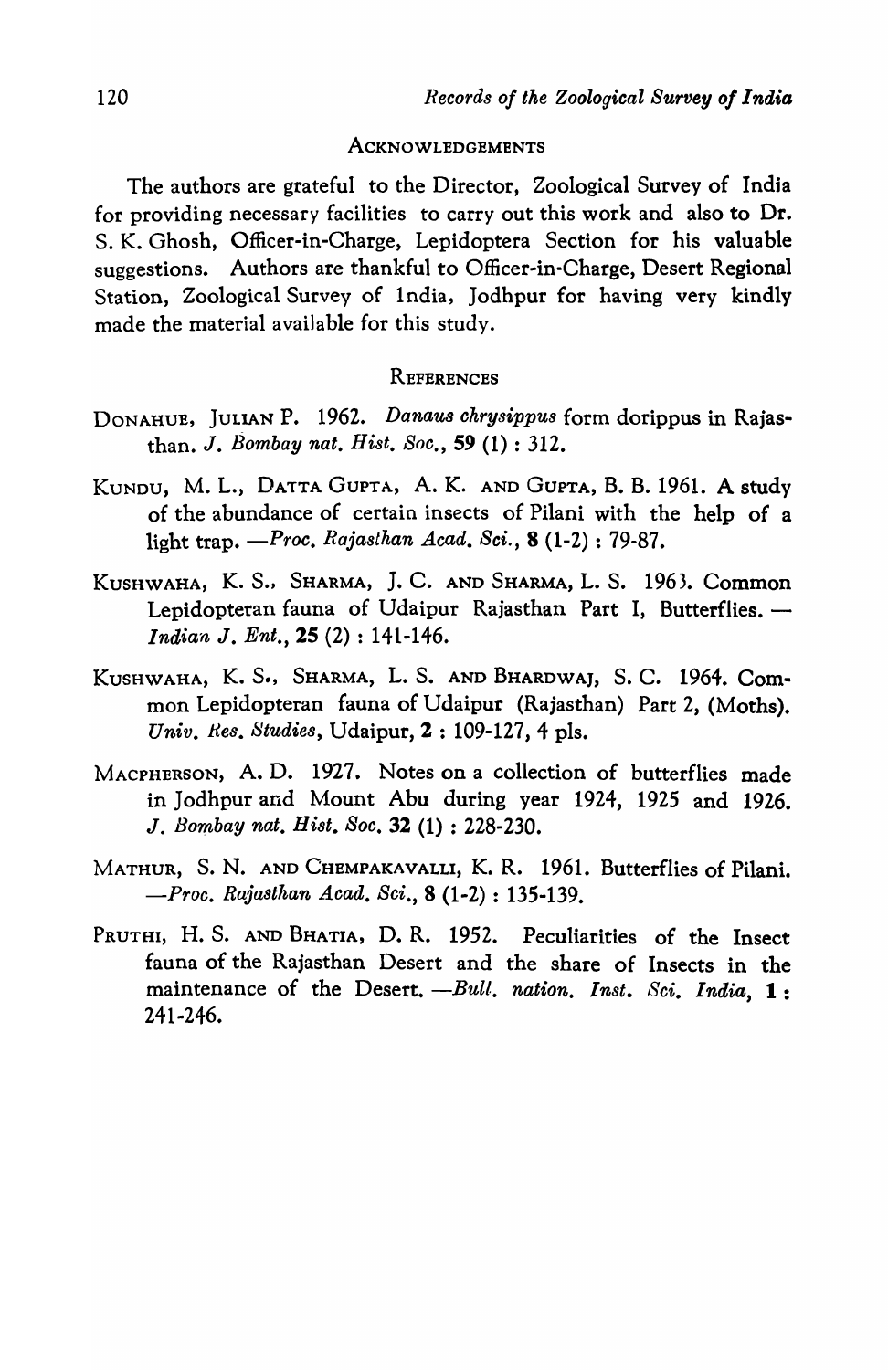## ACKNOWLEDGEMENTS

The authors are grateful to the Director, Zoological Survey of India for providing necessary facilities to carry out this work and also to Dr. S. K. Ghosh, Officer-in-Charge, Lepidoptera Section for his valuable suggestions. Authors are thankful to Officer-in-Charge, Desert Regional Station, Zoological Survey of India, Jodhpur for having very kindly made the material available for this study.

## REFERENCES

DONAHUE, JULIAN P. 1962. *Danaus chrysippus* form dorippus in Rajasthan. *J. Bombay nat. Hist. Soc.*, **59** (1) : 312.

KUNDU, M. L., DATTA GUPTA, A. K. AND GUPTA, B. B. 1961. A study of the abundance of certain insects of Pilani with the help of a light trap. —*Proc. Rajasthan Acad. Sci.*, **8** (1-2) : 79-87.

KUSHWAHA, K. S., SHARMA, J. C. AND SHARMA, L. S. 1963. Common Lepidopteran fauna of Udaipur Rajasthan Part I, Butterflies. — *Indian J. Ent.*, **25** (2) : 141-146.

KUSHWAHA, K. S., SHARMA, L. S. AND BHARDWAJ, S. C. 1964. Common Lepidopteran fauna of Udaipur (Rajasthan) Part 2, (Moths). *Univ. Res. Studies*, Udaipur, **2** : 109-127, 4 pls.

MACPHERSON, A. D. 1927. Notes on a collection of butterflies made in Jodhpur and Mount Abu during year 1924, 1925 and 1926. *J. Bombay nat. Hist. Soc.* **32** (1) : 228-230.

MATHUR, S. N. AND CHEMPAKAVALLI, K. R. 1961. Butterflies of Pilani. —*Proc. Rajasthan Acad. Sci.*, **8** (1-2) : 135-139.

PRUTHI, H. S. AND BHATIA, D. R. 1952. Peculiarities of the Insect fauna of the Rajasthan Desert and the share of Insects in the maintenance of the Desert. —*Bull. nation. Inst. Sci. India*, **1** : 241-246.